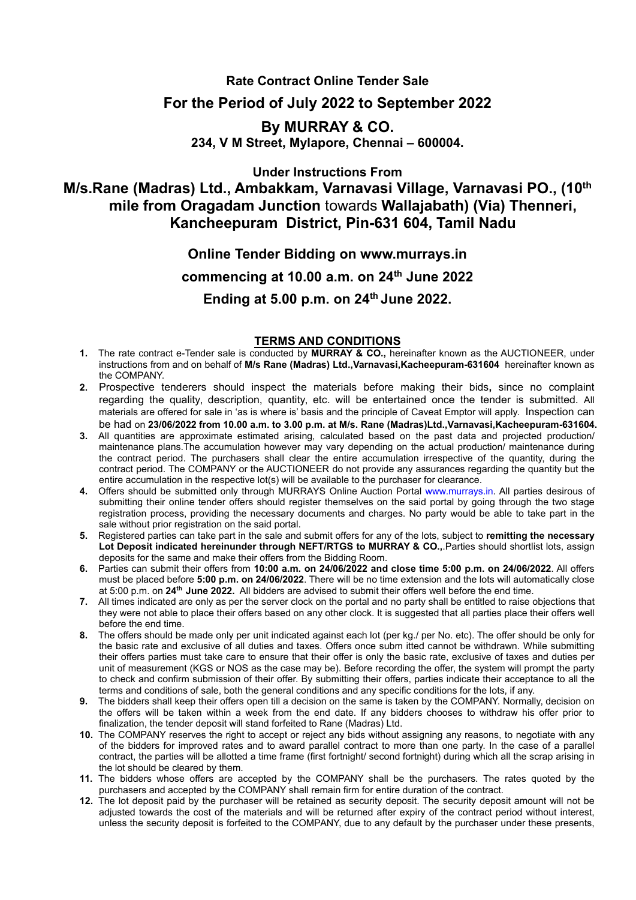# Rate Contract Online Tender Sale

## For the Period of July 2022 to September 2022

## By MURRAY & CO.

**234, V M Street, Mylapore, Chennai – 600004.**

**Under Instructions From**

## M/s.Rane (Madras) Ltd., Ambakkam, Varnavasi Village, Varnavasi PO., (10th mile from Oragadam Junction towards Wallajabath) (Via) Thenneri, Kancheepuram District, Pin-631 604, Tamil Nadu

**Online Tender Bidding on www.murrays.in**

**commencing at 10.00 a.m. on 24th June 2022**

**Ending at 5.00 p.m. on 24th June 2022.**

### TERMS AND CONDITIONS

1. The rate contract e-Tender sale is conducted by **MURRAY & CO.,** hereinafter known as the AUCTIONEER, under instructions from and on behalf of **M/s Rane (Madras) Ltd.,Varnavasi,Kacheepuram-631604** hereinafter known as the COMPANY.
2. Prospective tenderers should inspect the materials before making their bids**,** since no complaint regarding the quality, description, quantity, etc. will be entertained once the tender is submitted. All materials are offered for sale in 'as is where is' basis and the principle of Caveat Emptor will apply. Inspection can be had on **23/06/2022 from 10.00 a.m. to 3.00 p.m. at M/s. Rane (Madras)Ltd.,Varnavasi,Kacheepuram-631604.**
3. All quantities are approximate estimated arising, calculated based on the past data and projected production/ maintenance plans.The accumulation however may vary depending on the actual production/ maintenance during the contract period. The purchasers shall clear the entire accumulation irrespective of the quantity, during the contract period. The COMPANY or the AUCTIONEER do not provide any assurances regarding the quantity but the entire accumulation in the respective lot(s) will be available to the purchaser for clearance.
4. Offers should be submitted only through MURRAYS Online Auction Portal www.murrays.in. All parties desirous of submitting their online tender offers should register themselves on the said portal by going through the two stage registration process, providing the necessary documents and charges. No party would be able to take part in the sale without prior registration on the said portal.
5. Registered parties can take part in the sale and submit offers for any of the lots, subject to **remitting the necessary Lot Deposit indicated hereinunder through NEFT/RTGS to MURRAY & CO.,**.Parties should shortlist lots, assign deposits for the same and make their offers from the Bidding Room.
6. Parties can submit their offers from **10:00 a.m. on 24/06/2022 and close time 5:00 p.m. on 24/06/2022**. All offers must be placed before **5:00 p.m. on 24/06/2022**. There will be no time extension and the lots will automatically close at 5:00 p.m. on **24th June 2022.** All bidders are advised to submit their offers well before the end time.
7. All times indicated are only as per the server clock on the portal and no party shall be entitled to raise objections that they were not able to place their offers based on any other clock. It is suggested that all parties place their offers well before the end time.
8. The offers should be made only per unit indicated against each lot (per kg./ per No. etc). The offer should be only for the basic rate and exclusive of all duties and taxes. Offers once subm itted cannot be withdrawn. While submitting their offers parties must take care to ensure that their offer is only the basic rate, exclusive of taxes and duties per unit of measurement (KGS or NOS as the case may be). Before recording the offer, the system will prompt the party to check and confirm submission of their offer. By submitting their offers, parties indicate their acceptance to all the terms and conditions of sale, both the general conditions and any specific conditions for the lots, if any.
9. The bidders shall keep their offers open till a decision on the same is taken by the COMPANY. Normally, decision on the offers will be taken within a week from the end date. If any bidders chooses to withdraw his offer prior to finalization, the tender deposit will stand forfeited to Rane (Madras) Ltd.
10. The COMPANY reserves the right to accept or reject any bids without assigning any reasons, to negotiate with any of the bidders for improved rates and to award parallel contract to more than one party. In the case of a parallel contract, the parties will be allotted a time frame (first fortnight/ second fortnight) during which all the scrap arising in the lot should be cleared by them.
11. The bidders whose offers are accepted by the COMPANY shall be the purchasers. The rates quoted by the purchasers and accepted by the COMPANY shall remain firm for entire duration of the contract.
12. The lot deposit paid by the purchaser will be retained as security deposit. The security deposit amount will not be adjusted towards the cost of the materials and will be returned after expiry of the contract period without interest, unless the security deposit is forfeited to the COMPANY, due to any default by the purchaser under these presents,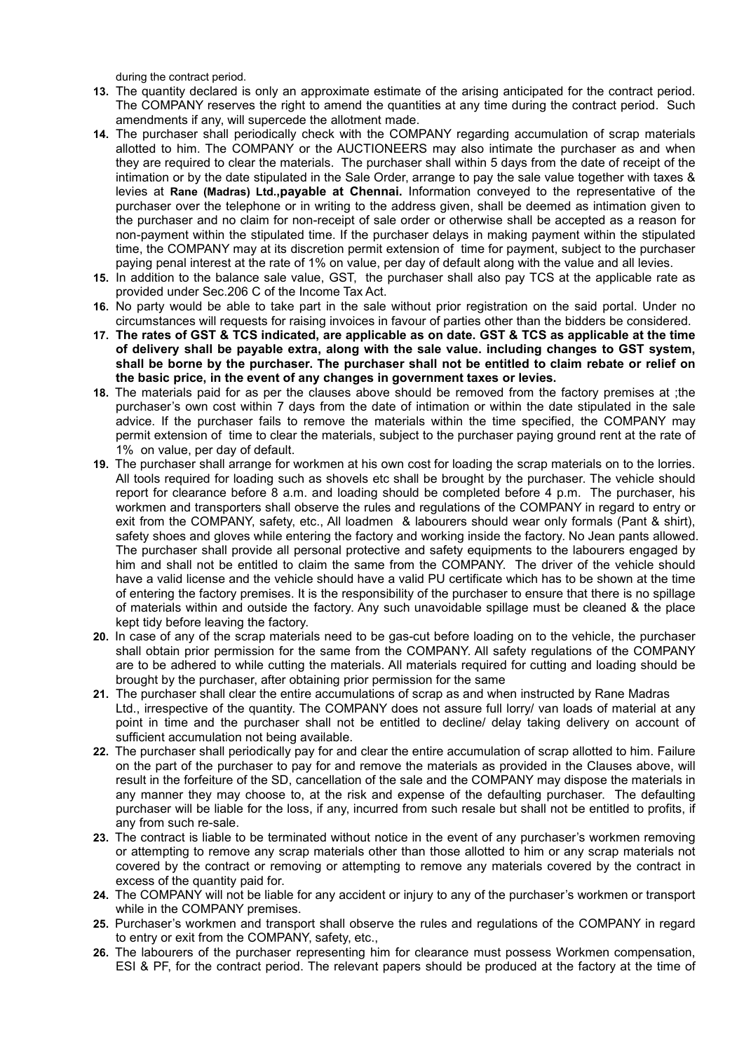during the contract period.

13. The quantity declared is only an approximate estimate of the arising anticipated for the contract period. The COMPANY reserves the right to amend the quantities at any time during the contract period. Such amendments if any, will supercede the allotment made.
14. The purchaser shall periodically check with the COMPANY regarding accumulation of scrap materials allotted to him. The COMPANY or the AUCTIONEERS may also intimate the purchaser as and when they are required to clear the materials. The purchaser shall within 5 days from the date of receipt of the intimation or by the date stipulated in the Sale Order, arrange to pay the sale value together with taxes & levies at **Rane (Madras) Ltd.,payable at Chennai.** Information conveyed to the representative of the purchaser over the telephone or in writing to the address given, shall be deemed as intimation given to the purchaser and no claim for non-receipt of sale order or otherwise shall be accepted as a reason for non-payment within the stipulated time. If the purchaser delays in making payment within the stipulated time, the COMPANY may at its discretion permit extension of time for payment, subject to the purchaser paying penal interest at the rate of 1% on value, per day of default along with the value and all levies.
15. In addition to the balance sale value, GST, the purchaser shall also pay TCS at the applicable rate as provided under Sec.206 C of the Income Tax Act.
16. No party would be able to take part in the sale without prior registration on the said portal. Under no circumstances will requests for raising invoices in favour of parties other than the bidders be considered.
17. **The rates of GST & TCS indicated, are applicable as on date. GST & TCS as applicable at the time of delivery shall be payable extra, along with the sale value. including changes to GST system, shall be borne by the purchaser. The purchaser shall not be entitled to claim rebate or relief on the basic price, in the event of any changes in government taxes or levies.**
18. The materials paid for as per the clauses above should be removed from the factory premises at ;the purchaser's own cost within 7 days from the date of intimation or within the date stipulated in the sale advice. If the purchaser fails to remove the materials within the time specified, the COMPANY may permit extension of time to clear the materials, subject to the purchaser paying ground rent at the rate of 1% on value, per day of default.
19. The purchaser shall arrange for workmen at his own cost for loading the scrap materials on to the lorries. All tools required for loading such as shovels etc shall be brought by the purchaser. The vehicle should report for clearance before 8 a.m. and loading should be completed before 4 p.m. The purchaser, his workmen and transporters shall observe the rules and regulations of the COMPANY in regard to entry or exit from the COMPANY, safety, etc., All loadmen & labourers should wear only formals (Pant & shirt), safety shoes and gloves while entering the factory and working inside the factory. No Jean pants allowed. The purchaser shall provide all personal protective and safety equipments to the labourers engaged by him and shall not be entitled to claim the same from the COMPANY. The driver of the vehicle should have a valid license and the vehicle should have a valid PU certificate which has to be shown at the time of entering the factory premises. It is the responsibility of the purchaser to ensure that there is no spillage of materials within and outside the factory. Any such unavoidable spillage must be cleaned & the place kept tidy before leaving the factory.
20. In case of any of the scrap materials need to be gas-cut before loading on to the vehicle, the purchaser shall obtain prior permission for the same from the COMPANY. All safety regulations of the COMPANY are to be adhered to while cutting the materials. All materials required for cutting and loading should be brought by the purchaser, after obtaining prior permission for the same
21. The purchaser shall clear the entire accumulations of scrap as and when instructed by Rane Madras Ltd., irrespective of the quantity. The COMPANY does not assure full lorry/ van loads of material at any point in time and the purchaser shall not be entitled to decline/ delay taking delivery on account of sufficient accumulation not being available.
22. The purchaser shall periodically pay for and clear the entire accumulation of scrap allotted to him. Failure on the part of the purchaser to pay for and remove the materials as provided in the Clauses above, will result in the forfeiture of the SD, cancellation of the sale and the COMPANY may dispose the materials in any manner they may choose to, at the risk and expense of the defaulting purchaser. The defaulting purchaser will be liable for the loss, if any, incurred from such resale but shall not be entitled to profits, if any from such re-sale.
23. The contract is liable to be terminated without notice in the event of any purchaser's workmen removing or attempting to remove any scrap materials other than those allotted to him or any scrap materials not covered by the contract or removing or attempting to remove any materials covered by the contract in excess of the quantity paid for.
24. The COMPANY will not be liable for any accident or injury to any of the purchaser's workmen or transport while in the COMPANY premises.
25. Purchaser's workmen and transport shall observe the rules and regulations of the COMPANY in regard to entry or exit from the COMPANY, safety, etc.,
26. The labourers of the purchaser representing him for clearance must possess Workmen compensation, ESI & PF, for the contract period. The relevant papers should be produced at the factory at the time of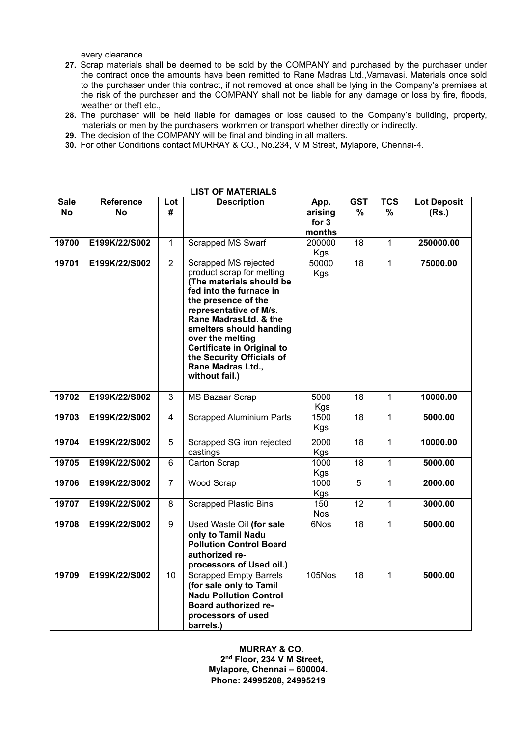every clearance.

27. Scrap materials shall be deemed to be sold by the COMPANY and purchased by the purchaser under the contract once the amounts have been remitted to Rane Madras Ltd.,Varnavasi. Materials once sold to the purchaser under this contract, if not removed at once shall be lying in the Company's premises at the risk of the purchaser and the COMPANY shall not be liable for any damage or loss by fire, floods, weather or theft etc.,
28. The purchaser will be held liable for damages or loss caused to the Company's building, property, materials or men by the purchasers' workmen or transport whether directly or indirectly.
29. The decision of the COMPANY will be final and binding in all matters.
30. For other Conditions contact MURRAY & CO., No.234, V M Street, Mylapore, Chennai-4.

**LIST OF MATERIALS**

| Sale No | Reference No | Lot # | Description | App. arising for 3 months | GST % | TCS % | Lot Deposit (Rs.) |
|---|---|---|---|---|---|---|---|
| **19700** | **E199K/22/S002** | 1 | Scrapped MS Swarf | 200000 Kgs | 18 | 1 | **250000.00** |
| **19701** | **E199K/22/S002** | 2 | Scrapped MS rejected product scrap for melting **(The materials should be fed into the furnace in the presence of the representative of M/s. Rane MadrasLtd. & the smelters should handing over the melting Certificate in Original to the Security Officials of Rane Madras Ltd., without fail.)** | 50000 Kgs | 18 | 1 | **75000.00** |
| **19702** | **E199K/22/S002** | 3 | MS Bazaar Scrap | 5000 Kgs | 18 | 1 | **10000.00** |
| **19703** | **E199K/22/S002** | 4 | Scrapped Aluminium Parts | 1500 Kgs | 18 | 1 | **5000.00** |
| **19704** | **E199K/22/S002** | 5 | Scrapped SG iron rejected castings | 2000 Kgs | 18 | 1 | **10000.00** |
| **19705** | **E199K/22/S002** | 6 | Carton Scrap | 1000 Kgs | 18 | 1 | **5000.00** |
| **19706** | **E199K/22/S002** | 7 | Wood Scrap | 1000 Kgs | 5 | 1 | **2000.00** |
| **19707** | **E199K/22/S002** | 8 | Scrapped Plastic Bins | 150 Nos | 12 | 1 | **3000.00** |
| **19708** | **E199K/22/S002** | 9 | Used Waste Oil **(for sale only to Tamil Nadu Pollution Control Board authorized re-processors of Used oil.)** | 6Nos | 18 | 1 | **5000.00** |
| **19709** | **E199K/22/S002** | 10 | Scrapped Empty Barrels **(for sale only to Tamil Nadu Pollution Control Board authorized re-processors of used barrels.)** | 105Nos | 18 | 1 | **5000.00** |

**MURRAY & CO.**
**2nd Floor, 234 V M Street,**
**Mylapore, Chennai – 600004.**
**Phone: 24995208, 24995219**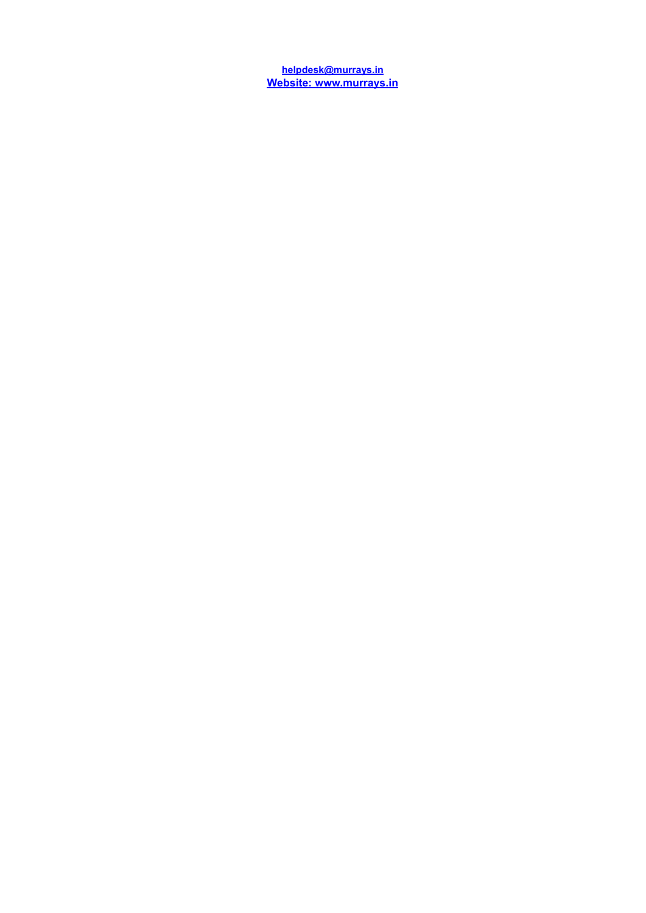**helpdesk@murrays.in**
**Website: www.murrays.in**